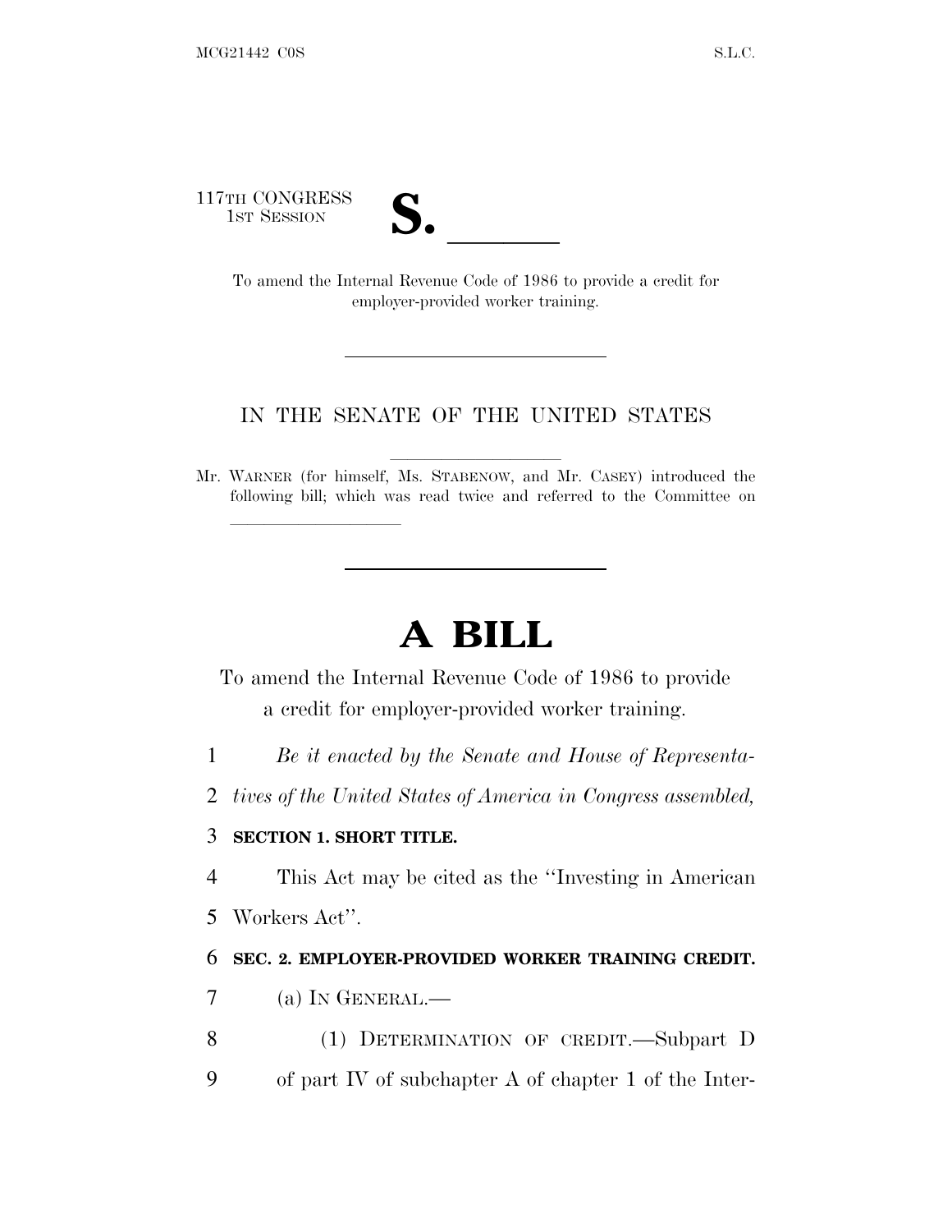117TH CONGRESS
1ST SESSION

# S. ______

To amend the Internal Revenue Code of 1986 to provide a credit for employer-provided worker training.

---

IN THE SENATE OF THE UNITED STATES

Mr. WARNER (for himself, Ms. STABENOW, and Mr. CASEY) introduced the following bill; which was read twice and referred to the Committee on ______________

---

# A BILL

To amend the Internal Revenue Code of 1986 to provide a credit for employer-provided worker training.

1 *Be it enacted by the Senate and House of Representa-*
2 *tives of the United States of America in Congress assembled,*

3 **SECTION 1. SHORT TITLE.**

4 This Act may be cited as the "Investing in American
5 Workers Act".

6 **SEC. 2. EMPLOYER-PROVIDED WORKER TRAINING CREDIT.**

7 (a) IN GENERAL.—

8 (1) DETERMINATION OF CREDIT.—Subpart D
9 of part IV of subchapter A of chapter 1 of the Inter-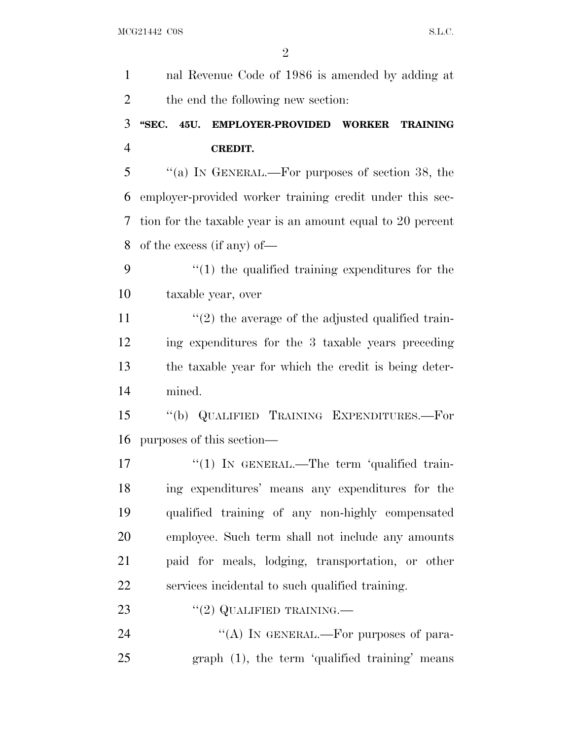nal Revenue Code of 1986 is amended by adding at the end the following new section:

**"SEC. 45U. EMPLOYER-PROVIDED WORKER TRAINING CREDIT.**

"(a) IN GENERAL.—For purposes of section 38, the employer-provided worker training credit under this section for the taxable year is an amount equal to 20 percent of the excess (if any) of—

"(1) the qualified training expenditures for the taxable year, over

"(2) the average of the adjusted qualified training expenditures for the 3 taxable years preceding the taxable year for which the credit is being determined.

"(b) QUALIFIED TRAINING EXPENDITURES.—For purposes of this section—

"(1) IN GENERAL.—The term 'qualified training expenditures' means any expenditures for the qualified training of any non-highly compensated employee. Such term shall not include any amounts paid for meals, lodging, transportation, or other services incidental to such qualified training.

"(2) QUALIFIED TRAINING.—

"(A) IN GENERAL.—For purposes of paragraph (1), the term 'qualified training' means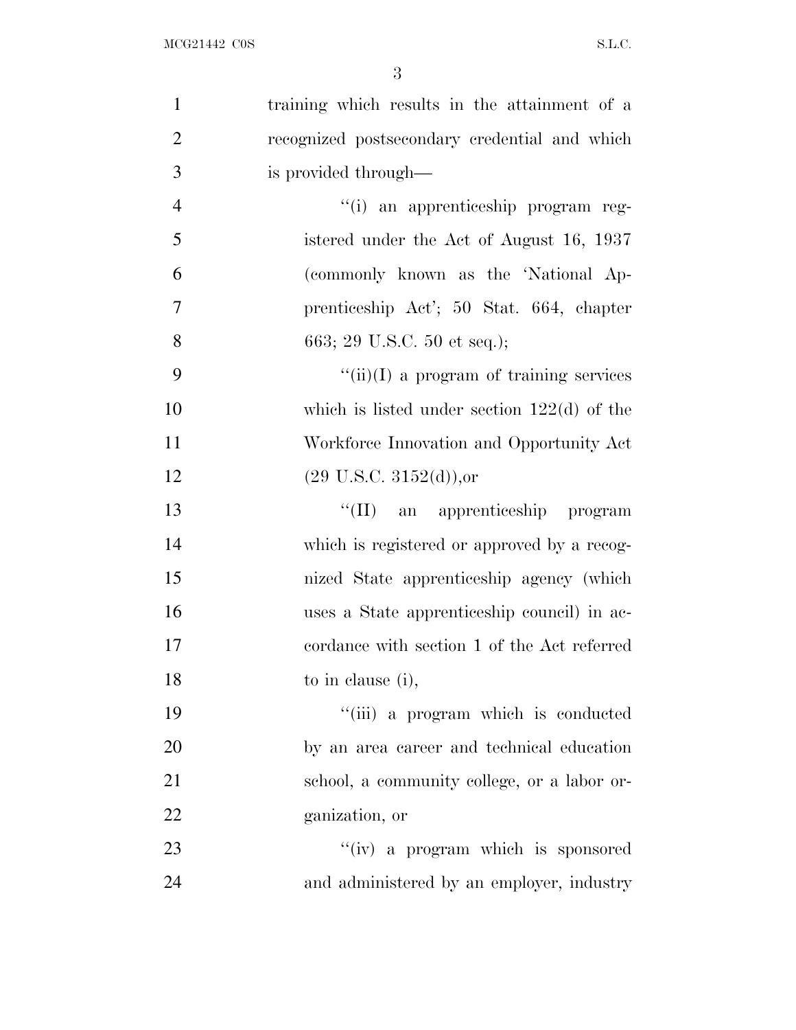training which results in the attainment of a recognized postsecondary credential and which is provided through—

''(i) an apprenticeship program registered under the Act of August 16, 1937 (commonly known as the 'National Apprenticeship Act'; 50 Stat. 664, chapter 663; 29 U.S.C. 50 et seq.);

''(ii)(I) a program of training services which is listed under section 122(d) of the Workforce Innovation and Opportunity Act (29 U.S.C. 3152(d)),or

''(II) an apprenticeship program which is registered or approved by a recognized State apprenticeship agency (which uses a State apprenticeship council) in accordance with section 1 of the Act referred to in clause (i),

''(iii) a program which is conducted by an area career and technical education school, a community college, or a labor organization, or

''(iv) a program which is sponsored and administered by an employer, industry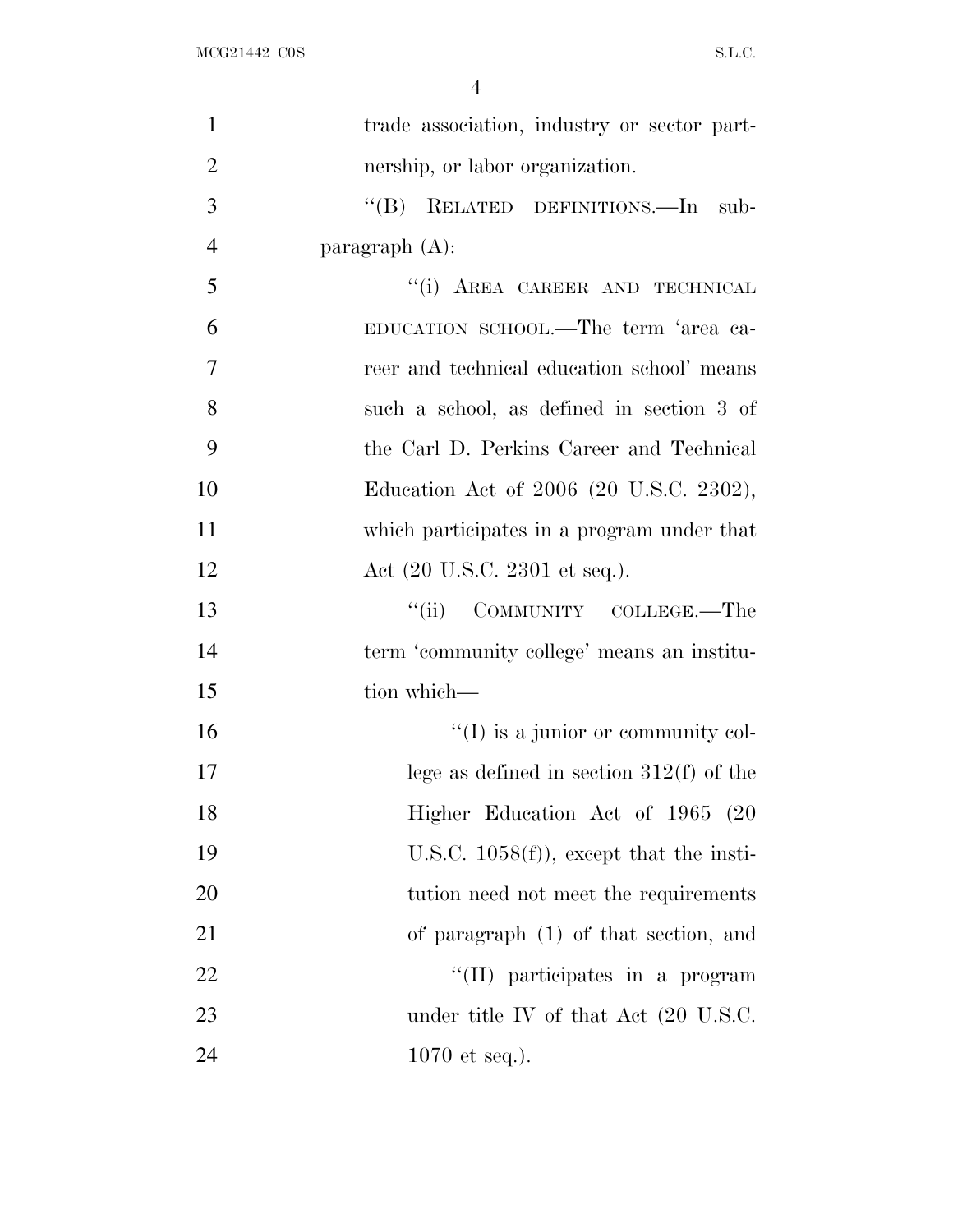trade association, industry or sector partnership, or labor organization.

''(B) RELATED DEFINITIONS.—In subparagraph (A):

''(i) AREA CAREER AND TECHNICAL EDUCATION SCHOOL.—The term 'area career and technical education school' means such a school, as defined in section 3 of the Carl D. Perkins Career and Technical Education Act of 2006 (20 U.S.C. 2302), which participates in a program under that Act (20 U.S.C. 2301 et seq.).

''(ii) COMMUNITY COLLEGE.—The term 'community college' means an institution which—

''(I) is a junior or community college as defined in section 312(f) of the Higher Education Act of 1965 (20 U.S.C. 1058(f)), except that the institution need not meet the requirements of paragraph (1) of that section, and

''(II) participates in a program under title IV of that Act (20 U.S.C. 1070 et seq.).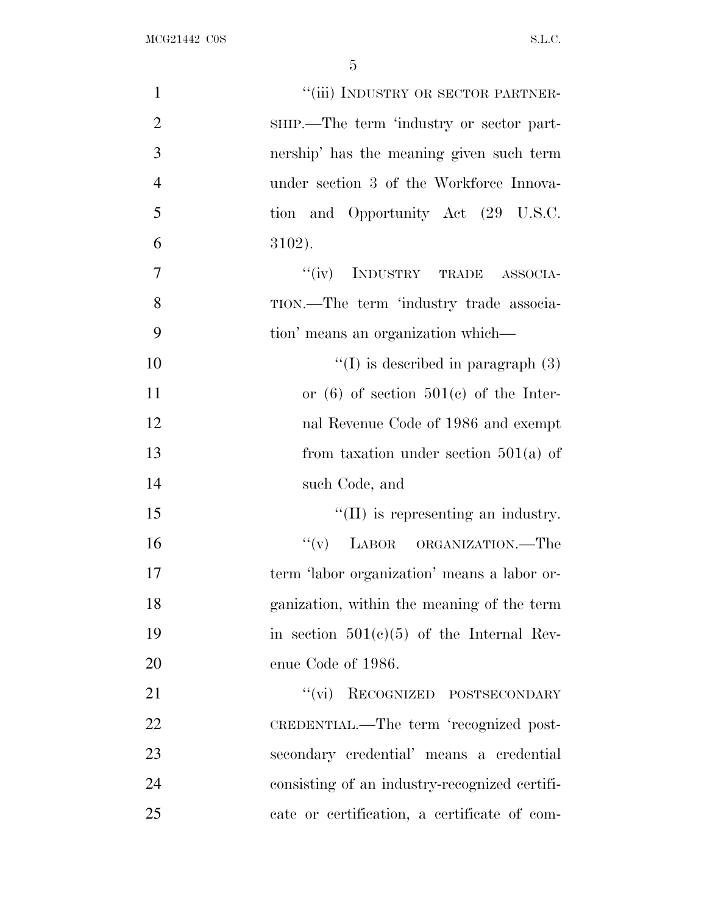"(iii) INDUSTRY OR SECTOR PARTNERSHIP.—The term 'industry or sector partnership' has the meaning given such term under section 3 of the Workforce Innovation and Opportunity Act (29 U.S.C. 3102).

"(iv) INDUSTRY TRADE ASSOCIATION.—The term 'industry trade association' means an organization which—

"(I) is described in paragraph (3) or (6) of section 501(c) of the Internal Revenue Code of 1986 and exempt from taxation under section 501(a) of such Code, and

"(II) is representing an industry.

"(v) LABOR ORGANIZATION.—The term 'labor organization' means a labor organization, within the meaning of the term in section 501(c)(5) of the Internal Revenue Code of 1986.

"(vi) RECOGNIZED POSTSECONDARY CREDENTIAL.—The term 'recognized postsecondary credential' means a credential consisting of an industry-recognized certificate or certification, a certificate of com-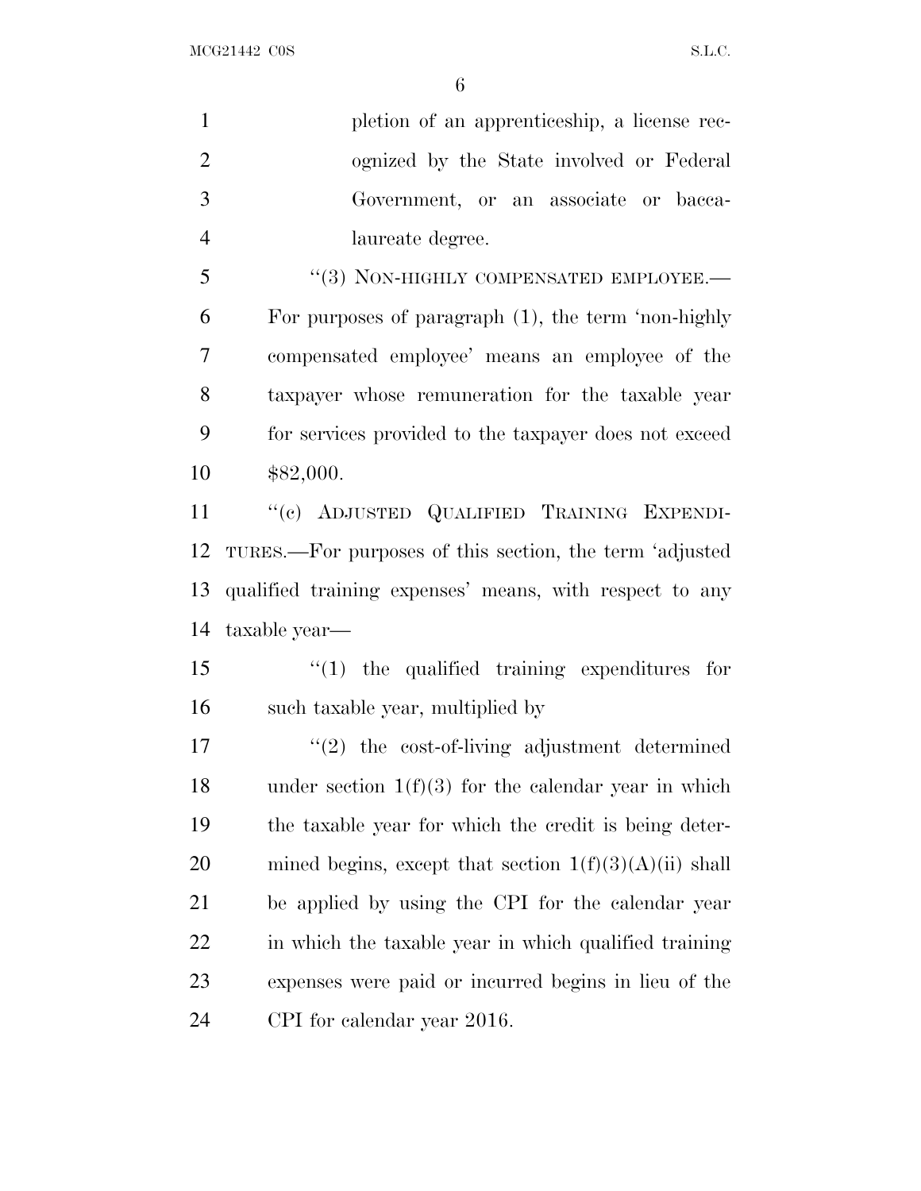pletion of an apprenticeship, a license recognized by the State involved or Federal Government, or an associate or baccalaureate degree.

"(3) NON-HIGHLY COMPENSATED EMPLOYEE.—For purposes of paragraph (1), the term 'non-highly compensated employee' means an employee of the taxpayer whose remuneration for the taxable year for services provided to the taxpayer does not exceed $82,000.

"(c) ADJUSTED QUALIFIED TRAINING EXPENDITURES.—For purposes of this section, the term 'adjusted qualified training expenses' means, with respect to any taxable year—

"(1) the qualified training expenditures for such taxable year, multiplied by

"(2) the cost-of-living adjustment determined under section 1(f)(3) for the calendar year in which the taxable year for which the credit is being determined begins, except that section 1(f)(3)(A)(ii) shall be applied by using the CPI for the calendar year in which the taxable year in which qualified training expenses were paid or incurred begins in lieu of the CPI for calendar year 2016.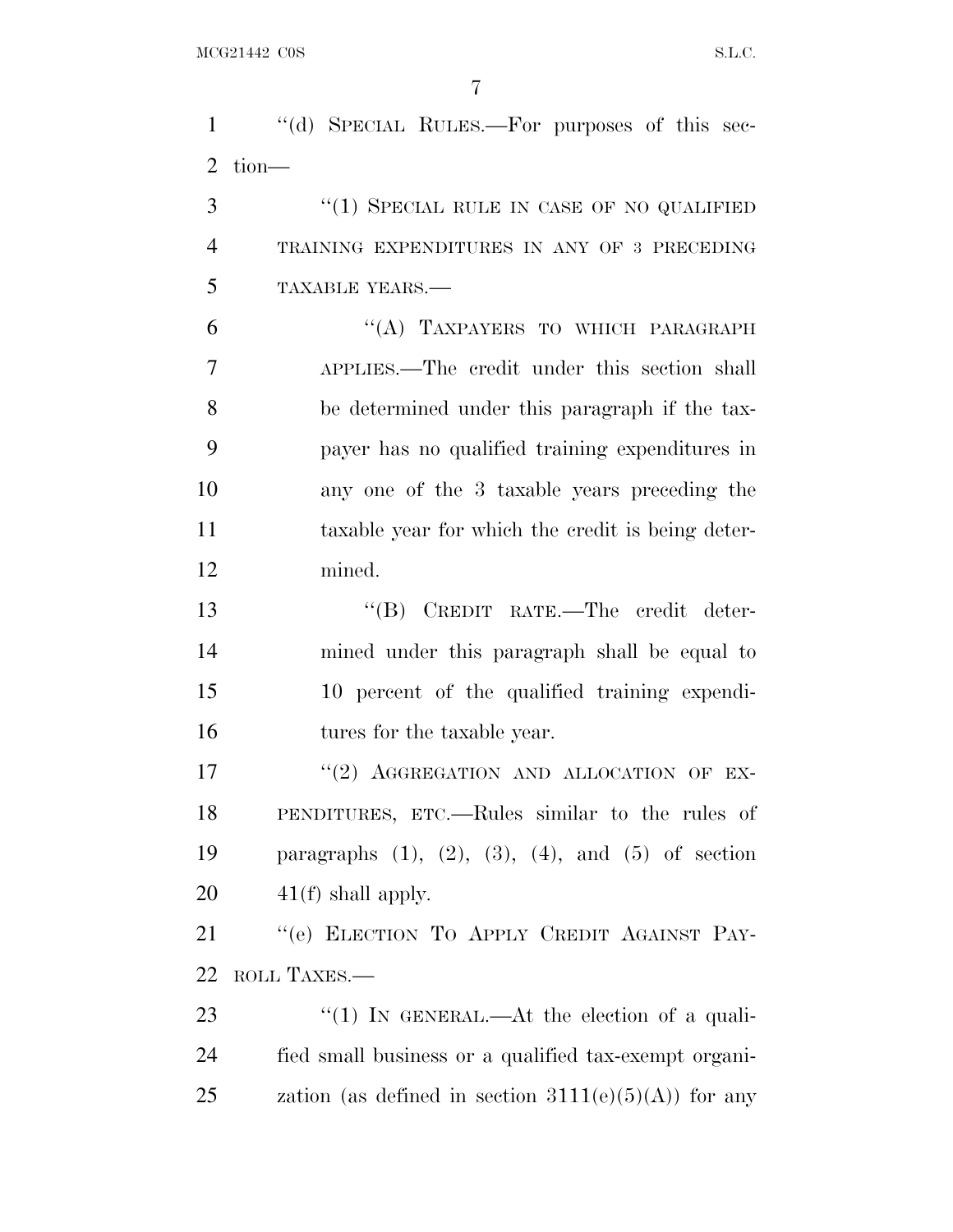"(d) SPECIAL RULES.—For purposes of this section—

"(1) SPECIAL RULE IN CASE OF NO QUALIFIED TRAINING EXPENDITURES IN ANY OF 3 PRECEDING TAXABLE YEARS.—

"(A) TAXPAYERS TO WHICH PARAGRAPH APPLIES.—The credit under this section shall be determined under this paragraph if the taxpayer has no qualified training expenditures in any one of the 3 taxable years preceding the taxable year for which the credit is being determined.

"(B) CREDIT RATE.—The credit determined under this paragraph shall be equal to 10 percent of the qualified training expenditures for the taxable year.

"(2) AGGREGATION AND ALLOCATION OF EXPENDITURES, ETC.—Rules similar to the rules of paragraphs (1), (2), (3), (4), and (5) of section 41(f) shall apply.

"(e) ELECTION TO APPLY CREDIT AGAINST PAYROLL TAXES.—

"(1) IN GENERAL.—At the election of a qualified small business or a qualified tax-exempt organization (as defined in section 3111(e)(5)(A)) for any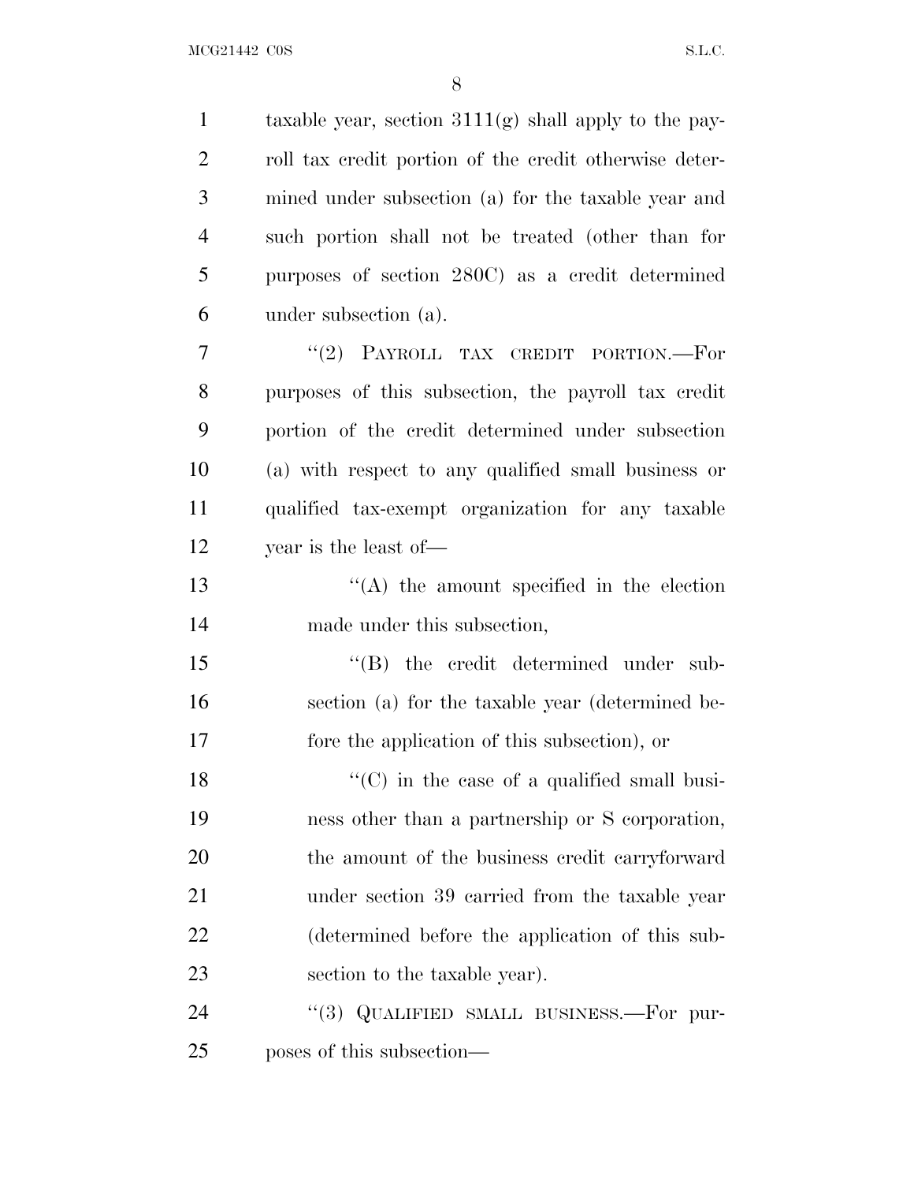taxable year, section 3111(g) shall apply to the payroll tax credit portion of the credit otherwise determined under subsection (a) for the taxable year and such portion shall not be treated (other than for purposes of section 280C) as a credit determined under subsection (a).

"(2) PAYROLL TAX CREDIT PORTION.—For purposes of this subsection, the payroll tax credit portion of the credit determined under subsection (a) with respect to any qualified small business or qualified tax-exempt organization for any taxable year is the least of—

"(A) the amount specified in the election made under this subsection,

"(B) the credit determined under subsection (a) for the taxable year (determined before the application of this subsection), or

"(C) in the case of a qualified small business other than a partnership or S corporation, the amount of the business credit carryforward under section 39 carried from the taxable year (determined before the application of this subsection to the taxable year).

"(3) QUALIFIED SMALL BUSINESS.—For purposes of this subsection—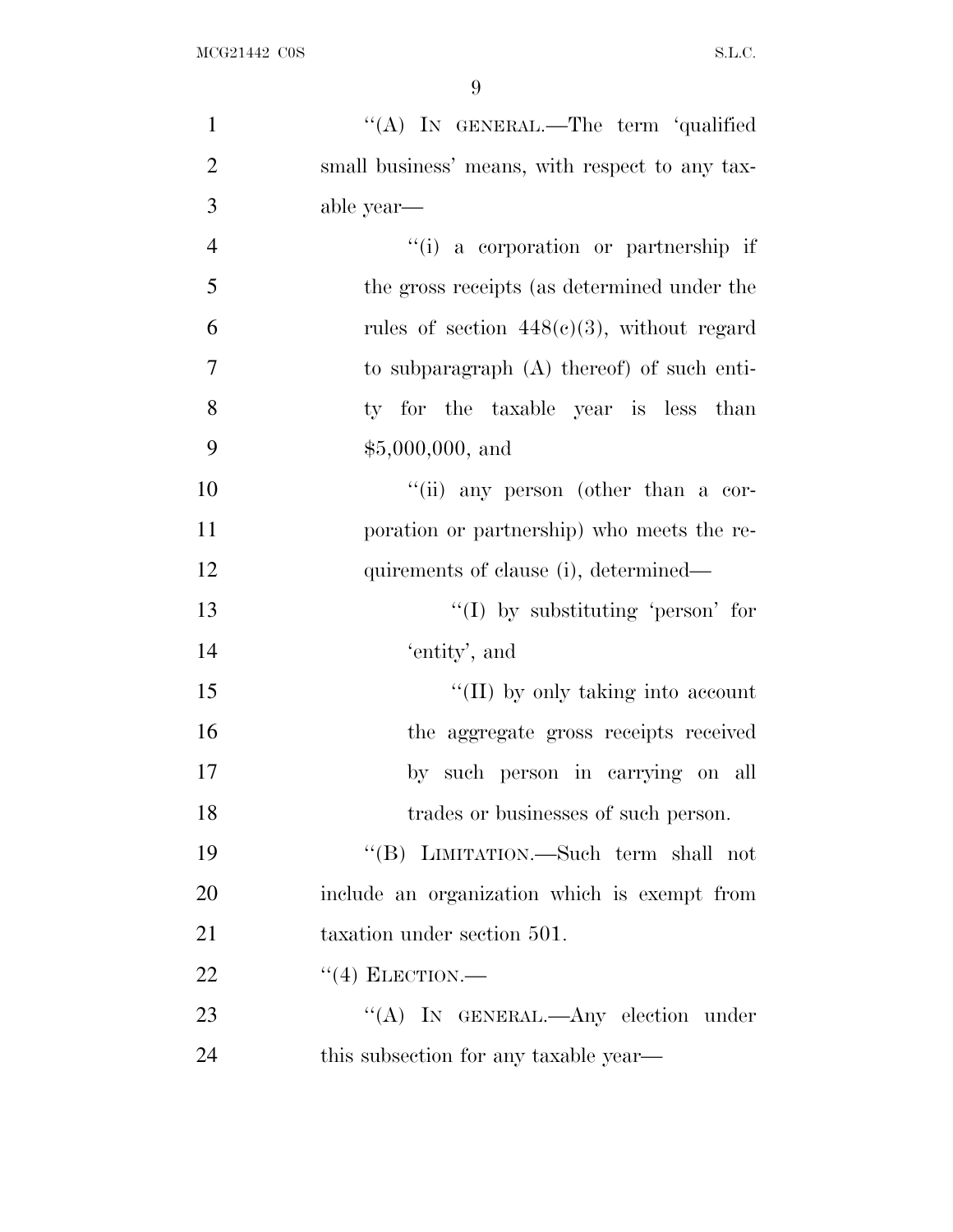''(A) IN GENERAL.—The term 'qualified small business' means, with respect to any taxable year—

''(i) a corporation or partnership if the gross receipts (as determined under the rules of section 448(c)(3), without regard to subparagraph (A) thereof) of such entity for the taxable year is less than $5,000,000, and

''(ii) any person (other than a corporation or partnership) who meets the requirements of clause (i), determined—

''(I) by substituting 'person' for 'entity', and

''(II) by only taking into account the aggregate gross receipts received by such person in carrying on all trades or businesses of such person.

''(B) LIMITATION.—Such term shall not include an organization which is exempt from taxation under section 501.

''(4) ELECTION.—

''(A) IN GENERAL.—Any election under this subsection for any taxable year—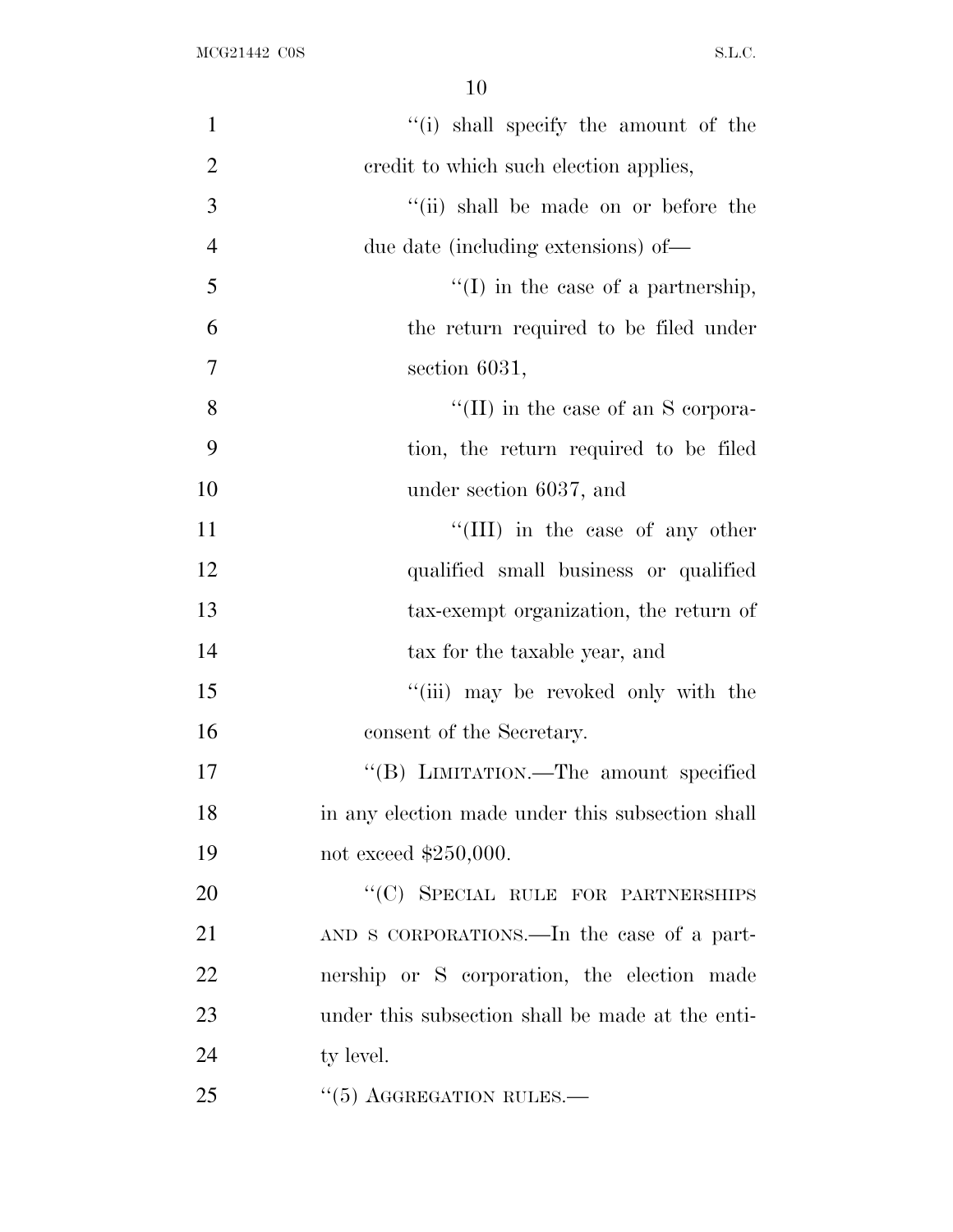"(i) shall specify the amount of the credit to which such election applies,

"(ii) shall be made on or before the due date (including extensions) of—

"(I) in the case of a partnership, the return required to be filed under section 6031,

"(II) in the case of an S corporation, the return required to be filed under section 6037, and

"(III) in the case of any other qualified small business or qualified tax-exempt organization, the return of tax for the taxable year, and

"(iii) may be revoked only with the consent of the Secretary.

"(B) LIMITATION.—The amount specified in any election made under this subsection shall not exceed $250,000.

"(C) SPECIAL RULE FOR PARTNERSHIPS AND S CORPORATIONS.—In the case of a partnership or S corporation, the election made under this subsection shall be made at the entity level.

"(5) AGGREGATION RULES.—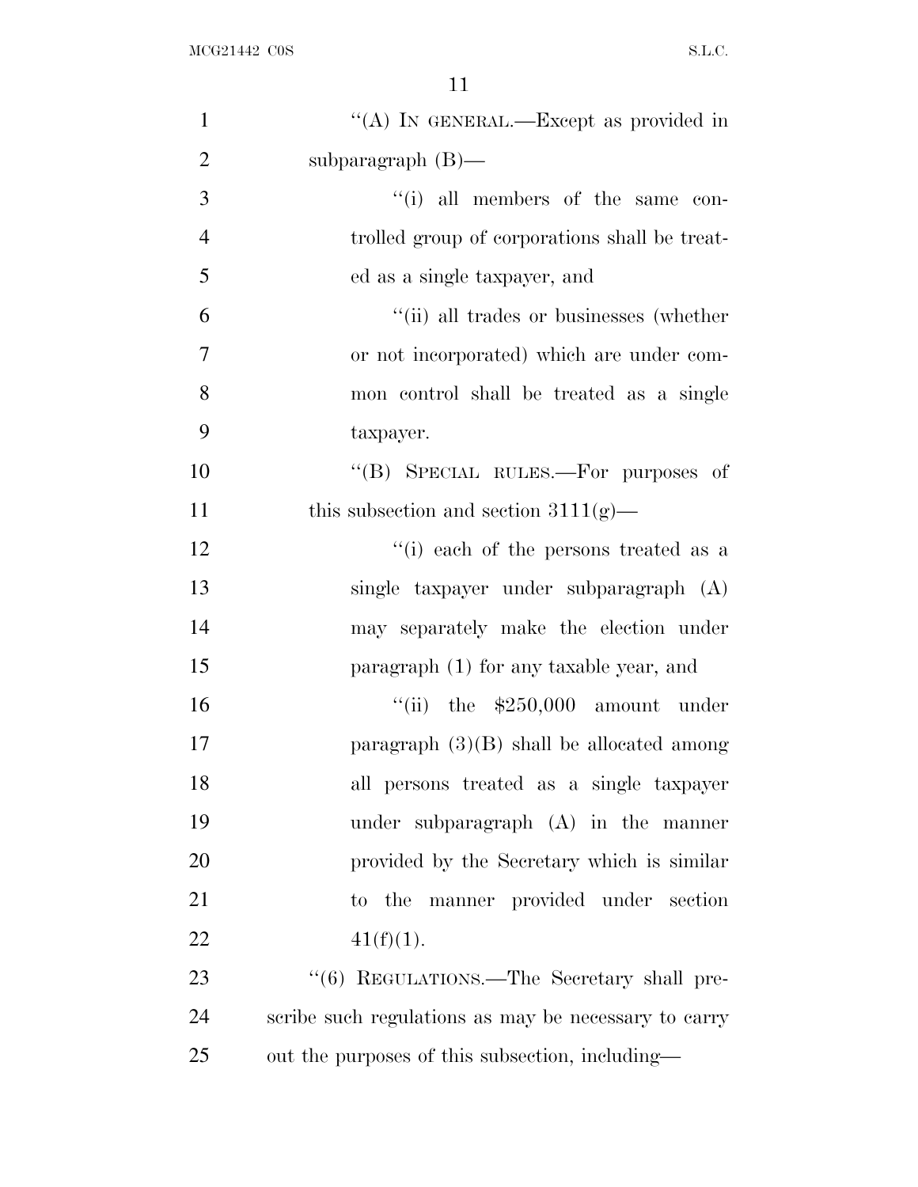"(A) IN GENERAL.—Except as provided in subparagraph (B)—

"(i) all members of the same controlled group of corporations shall be treated as a single taxpayer, and

"(ii) all trades or businesses (whether or not incorporated) which are under common control shall be treated as a single taxpayer.

"(B) SPECIAL RULES.—For purposes of this subsection and section 3111(g)—

"(i) each of the persons treated as a single taxpayer under subparagraph (A) may separately make the election under paragraph (1) for any taxable year, and

"(ii) the $250,000 amount under paragraph (3)(B) shall be allocated among all persons treated as a single taxpayer under subparagraph (A) in the manner provided by the Secretary which is similar to the manner provided under section 41(f)(1).

"(6) REGULATIONS.—The Secretary shall prescribe such regulations as may be necessary to carry out the purposes of this subsection, including—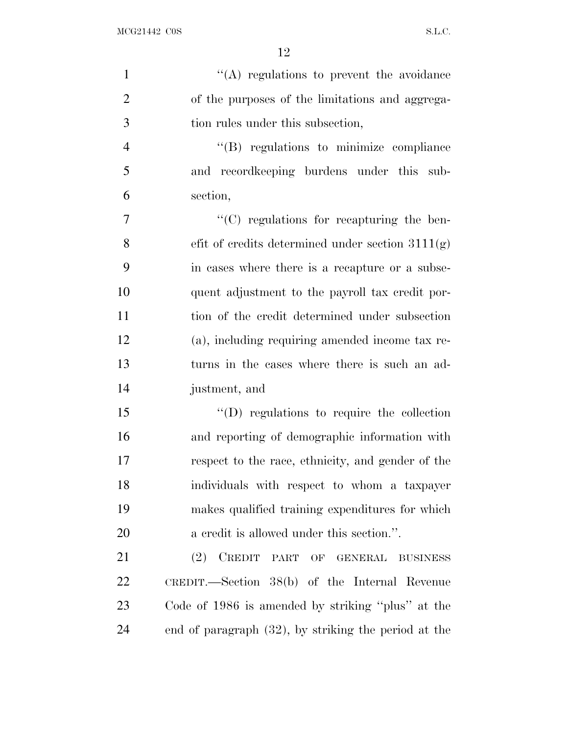"(A) regulations to prevent the avoidance of the purposes of the limitations and aggregation rules under this subsection,

"(B) regulations to minimize compliance and recordkeeping burdens under this subsection,

"(C) regulations for recapturing the benefit of credits determined under section 3111(g) in cases where there is a recapture or a subsequent adjustment to the payroll tax credit portion of the credit determined under subsection (a), including requiring amended income tax returns in the cases where there is such an adjustment, and

"(D) regulations to require the collection and reporting of demographic information with respect to the race, ethnicity, and gender of the individuals with respect to whom a taxpayer makes qualified training expenditures for which a credit is allowed under this section.".

(2) CREDIT PART OF GENERAL BUSINESS CREDIT.—Section 38(b) of the Internal Revenue Code of 1986 is amended by striking "plus" at the end of paragraph (32), by striking the period at the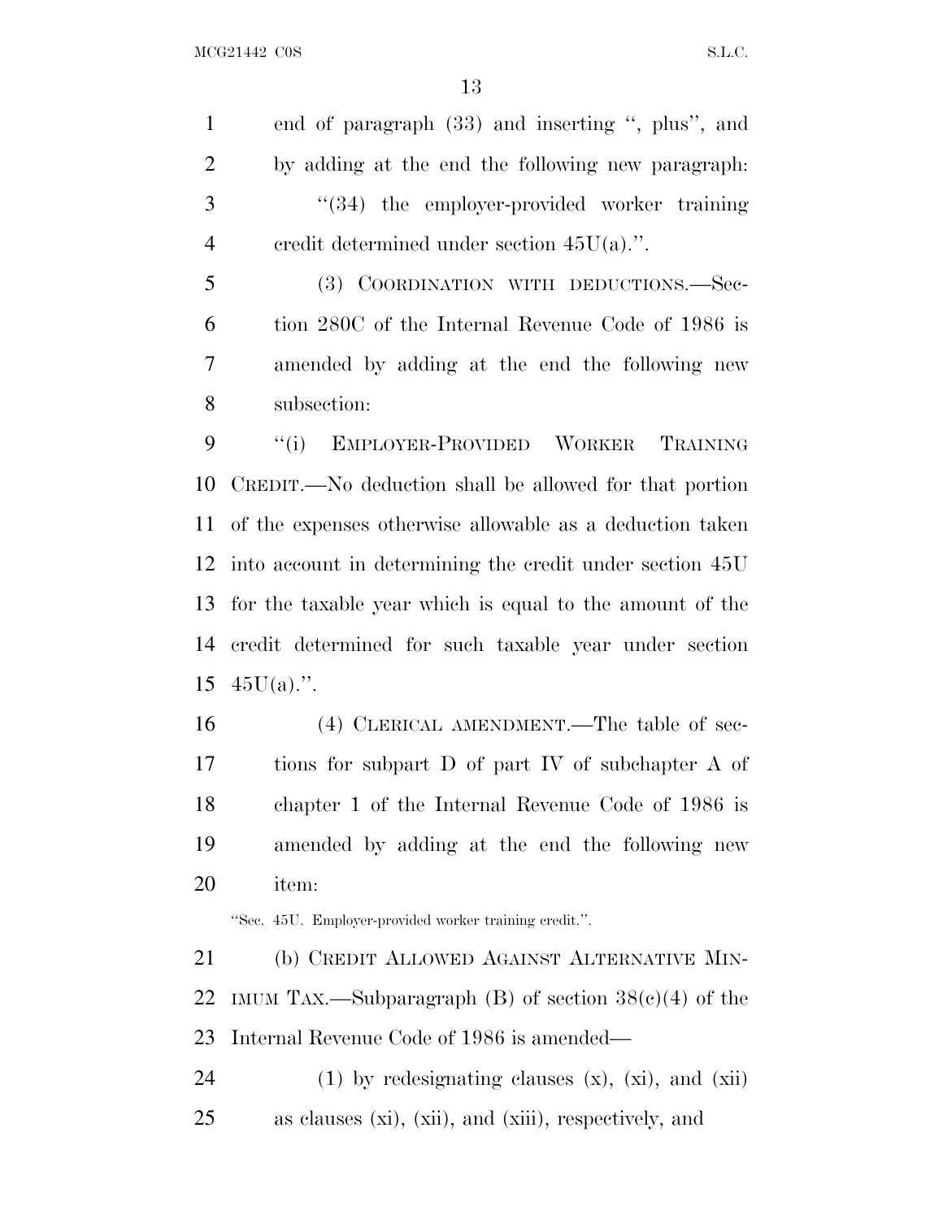end of paragraph (33) and inserting ", plus", and by adding at the end the following new paragraph:

"(34) the employer-provided worker training credit determined under section 45U(a).".

(3) COORDINATION WITH DEDUCTIONS.—Section 280C of the Internal Revenue Code of 1986 is amended by adding at the end the following new subsection:

"(i) EMPLOYER-PROVIDED WORKER TRAINING CREDIT.—No deduction shall be allowed for that portion of the expenses otherwise allowable as a deduction taken into account in determining the credit under section 45U for the taxable year which is equal to the amount of the credit determined for such taxable year under section 45U(a).".

(4) CLERICAL AMENDMENT.—The table of sections for subpart D of part IV of subchapter A of chapter 1 of the Internal Revenue Code of 1986 is amended by adding at the end the following new item:

"Sec. 45U. Employer-provided worker training credit.".

(b) CREDIT ALLOWED AGAINST ALTERNATIVE MINIMUM TAX.—Subparagraph (B) of section 38(c)(4) of the Internal Revenue Code of 1986 is amended—

(1) by redesignating clauses (x), (xi), and (xii) as clauses (xi), (xii), and (xiii), respectively, and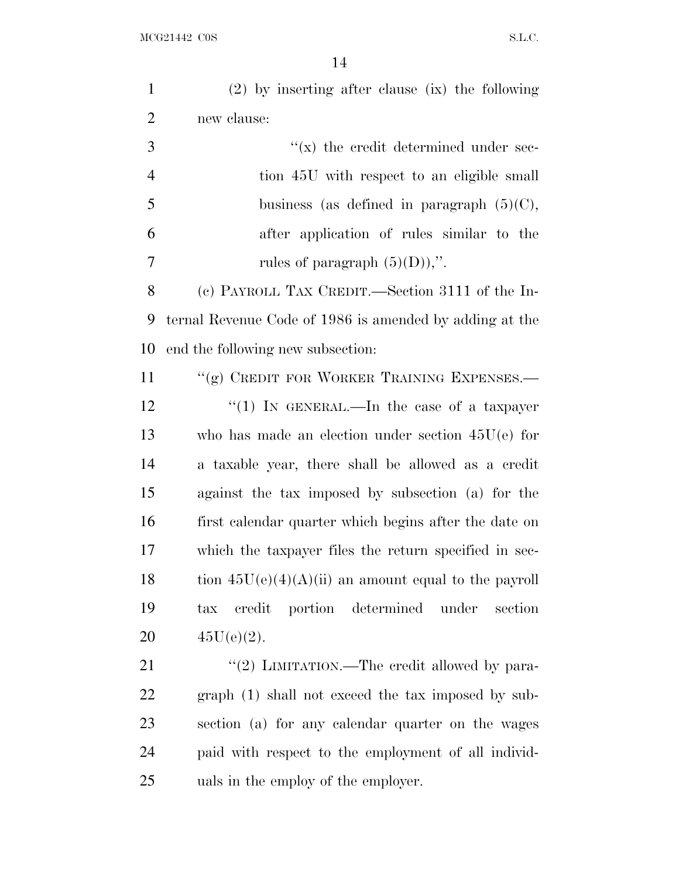(2) by inserting after clause (ix) the following new clause:

"(x) the credit determined under section 45U with respect to an eligible small business (as defined in paragraph (5)(C), after application of rules similar to the rules of paragraph (5)(D)),".

(c) PAYROLL TAX CREDIT.—Section 3111 of the Internal Revenue Code of 1986 is amended by adding at the end the following new subsection:

"(g) CREDIT FOR WORKER TRAINING EXPENSES.—

"(1) IN GENERAL.—In the case of a taxpayer who has made an election under section 45U(e) for a taxable year, there shall be allowed as a credit against the tax imposed by subsection (a) for the first calendar quarter which begins after the date on which the taxpayer files the return specified in section 45U(e)(4)(A)(ii) an amount equal to the payroll tax credit portion determined under section 45U(e)(2).

"(2) LIMITATION.—The credit allowed by paragraph (1) shall not exceed the tax imposed by subsection (a) for any calendar quarter on the wages paid with respect to the employment of all individuals in the employ of the employer.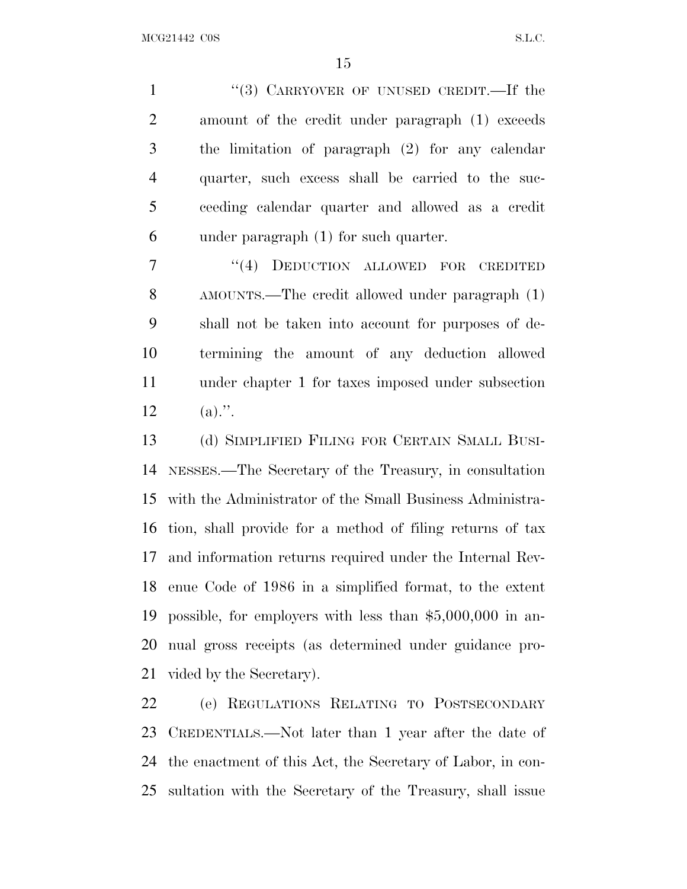"(3) CARRYOVER OF UNUSED CREDIT.—If the amount of the credit under paragraph (1) exceeds the limitation of paragraph (2) for any calendar quarter, such excess shall be carried to the succeeding calendar quarter and allowed as a credit under paragraph (1) for such quarter.

"(4) DEDUCTION ALLOWED FOR CREDITED AMOUNTS.—The credit allowed under paragraph (1) shall not be taken into account for purposes of determining the amount of any deduction allowed under chapter 1 for taxes imposed under subsection (a).".

(d) SIMPLIFIED FILING FOR CERTAIN SMALL BUSINESSES.—The Secretary of the Treasury, in consultation with the Administrator of the Small Business Administration, shall provide for a method of filing returns of tax and information returns required under the Internal Revenue Code of 1986 in a simplified format, to the extent possible, for employers with less than $5,000,000 in annual gross receipts (as determined under guidance provided by the Secretary).

(e) REGULATIONS RELATING TO POSTSECONDARY CREDENTIALS.—Not later than 1 year after the date of the enactment of this Act, the Secretary of Labor, in consultation with the Secretary of the Treasury, shall issue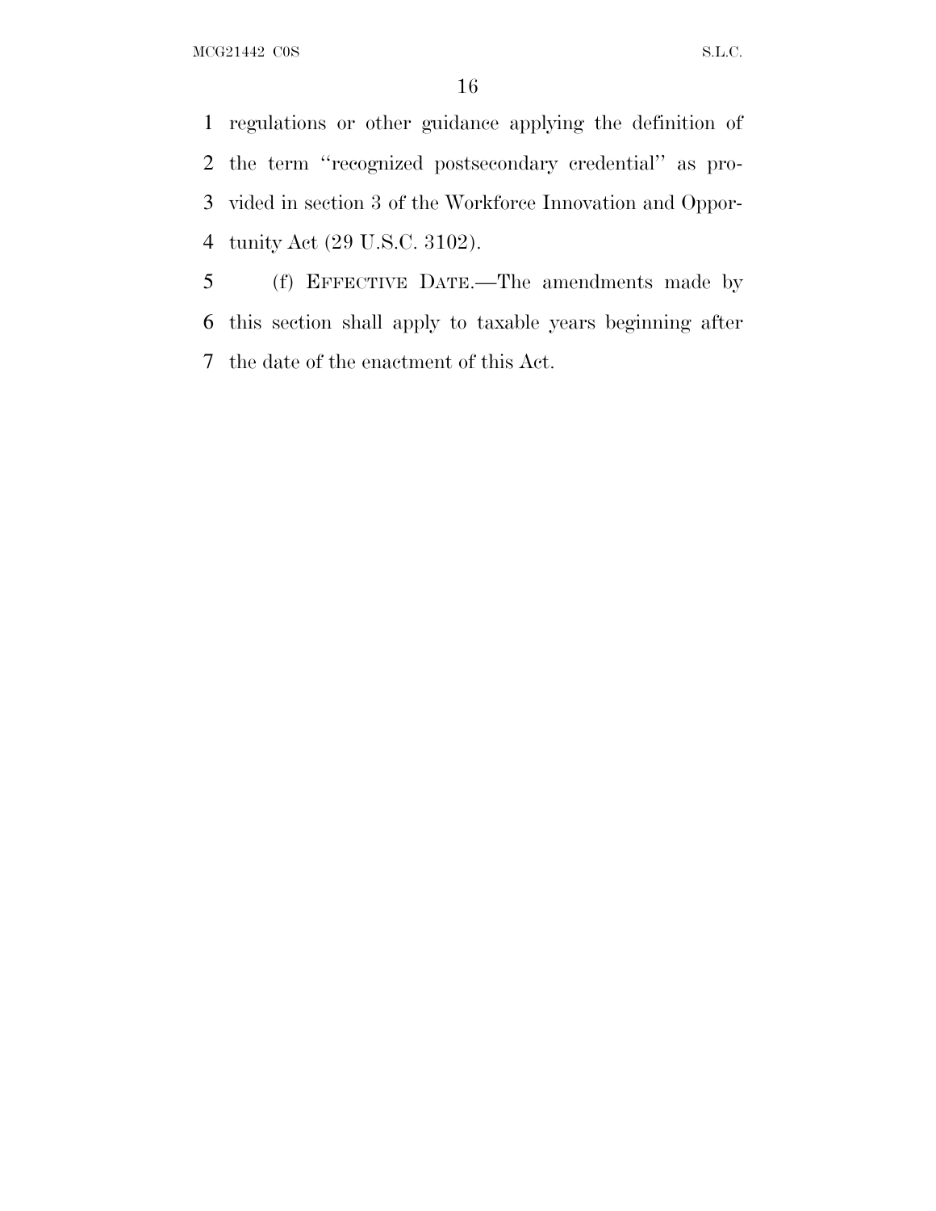regulations or other guidance applying the definition of the term ''recognized postsecondary credential'' as provided in section 3 of the Workforce Innovation and Opportunity Act (29 U.S.C. 3102).

(f) EFFECTIVE DATE.—The amendments made by this section shall apply to taxable years beginning after the date of the enactment of this Act.